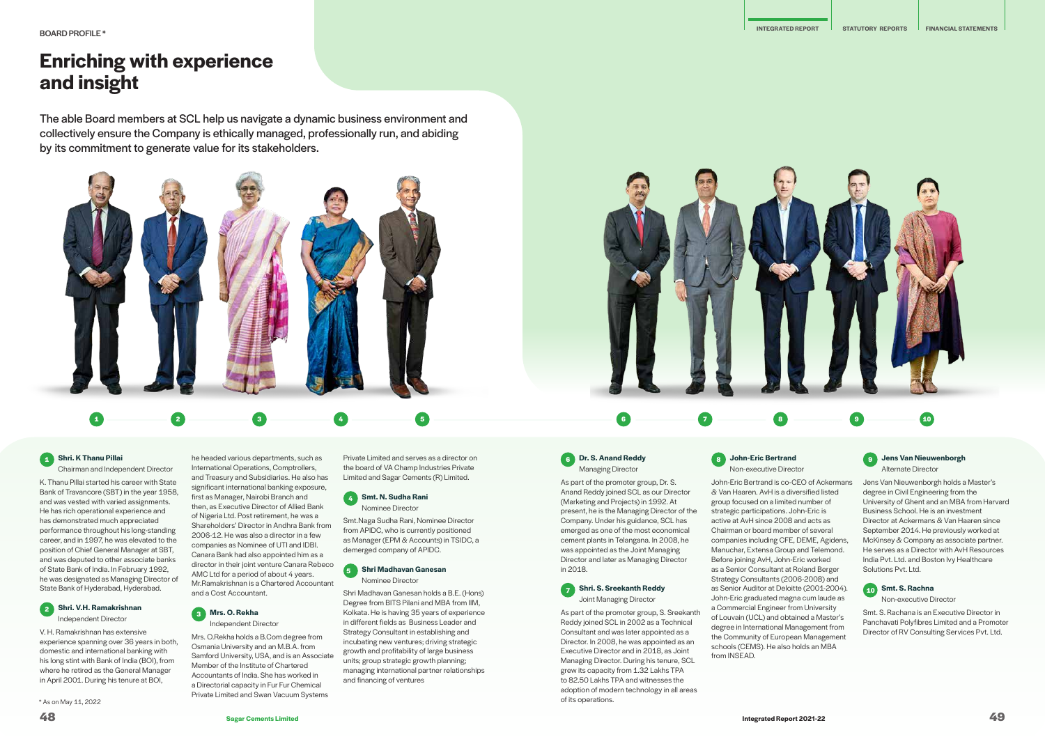BOARD PROFILE *

# Enriching with experience and insight

The able Board members at SCL help us navigate a dynamic business environment and collectively ensure the Company is ethically managed, professionally run, and abiding by its commitment to generate value for its stakeholders.

### 1 Shri. K Thanu Pillai
Chairman and Independent Director

K. Thanu Pillai started his career with State Bank of Travancore (SBT) in the year 1958, and was vested with varied assignments. He has rich operational experience and has demonstrated much appreciated performance throughout his long-standing career, and in 1997, he was elevated to the position of Chief General Manager at SBT, and was deputed to other associate banks of State Bank of India. In February 1992, he was designated as Managing Director of State Bank of Hyderabad, Hyderabad.

### 2 Shri. V.H. Ramakrishnan
Independent Director

V. H. Ramakrishnan has extensive experience spanning over 36 years in both, domestic and international banking with his long stint with Bank of India (BOI), from where he retired as the General Manager in April 2001. During his tenure at BOI, he headed various departments, such as International Operations, Comptrollers, and Treasury and Subsidiaries. He also has significant international banking exposure, first as Manager, Nairobi Branch and then, as Executive Director of Allied Bank of Nigeria Ltd. Post retirement, he was a Shareholders' Director in Andhra Bank from 2006-12. He was also a director in a few companies as Nominee of UTI and IDBI. Canara Bank had also appointed him as a director in their joint venture Canara Rebeco AMC Ltd for a period of about 4 years. Mr.Ramakrishnan is a Chartered Accountant and a Cost Accountant.

### 3 Mrs. O. Rekha
Independent Director

Mrs. O.Rekha holds a B.Com degree from Osmania University and an M.B.A. from Samford University, USA, and is an Associate Member of the Institute of Chartered Accountants of India. She has worked in a Directorial capacity in Fur Fur Chemical Private Limited and Swan Vacuum Systems Private Limited and serves as a director on the board of VA Champ Industries Private Limited and Sagar Cements (R) Limited.

### 4 Smt. N. Sudha Rani
Nominee Director

Smt.Naga Sudha Rani, Nominee Director from APIDC, who is currently positioned as Manager (EPM & Accounts) in TSIDC, a demerged company of APIDC.

### 5 Shri Madhavan Ganesan
Nominee Director

Shri Madhavan Ganesan holds a B.E. (Hons) Degree from BITS Pilani and MBA from IIM, Kolkata. He is having 35 years of experience in different fields as Business Leader and Strategy Consultant in establishing and incubating new ventures; driving strategic growth and profitability of large business units; group strategic growth planning; managing international partner relationships and financing of ventures

### 6 Dr. S. Anand Reddy
Managing Director

As part of the promoter group, Dr. S. Anand Reddy joined SCL as our Director (Marketing and Projects) in 1992. At present, he is the Managing Director of the Company. Under his guidance, SCL has emerged as one of the most economical cement plants in Telangana. In 2008, he was appointed as the Joint Managing Director and later as Managing Director in 2018.

### 7 Shri. S. Sreekanth Reddy
Joint Managing Director

As part of the promoter group, S. Sreekanth Reddy joined SCL in 2002 as a Technical Consultant and was later appointed as a Director. In 2008, he was appointed as an Executive Director and in 2018, as Joint Managing Director. During his tenure, SCL grew its capacity from 1.32 Lakhs TPA to 82.50 Lakhs TPA and witnesses the adoption of modern technology in all areas of its operations.

### 8 John-Eric Bertrand
Non-executive Director

John-Eric Bertrand is co-CEO of Ackermans & Van Haaren. AvH is a diversified listed group focused on a limited number of strategic participations. John-Eric is active at AvH since 2008 and acts as Chairman or board member of several companies including CFE, DEME, Agidens, Manuchar, Extensa Group and Telemond. Before joining AvH, John-Eric worked as a Senior Consultant at Roland Berger Strategy Consultants (2006-2008) and as Senior Auditor at Deloitte (2001-2004). John-Eric graduated magna cum laude as a Commercial Engineer from University of Louvain (UCL) and obtained a Master's degree in International Management from the Community of European Management schools (CEMS). He also holds an MBA from INSEAD.

### 9 Jens Van Nieuwenborgh
Alternate Director

Jens Van Nieuwenborgh holds a Master's degree in Civil Engineering from the University of Ghent and an MBA from Harvard Business School. He is an investment Director at Ackermans & Van Haaren since September 2014. He previously worked at McKinsey & Company as associate partner. He serves as a Director with AvH Resources India Pvt. Ltd. and Boston Ivy Healthcare Solutions Pvt. Ltd.

### 10 Smt. S. Rachna
Non-executive Director

Smt. S. Rachana is an Executive Director in Panchavati Polyfibres Limited and a Promoter Director of RV Consulting Services Pvt. Ltd.

* As on May 11, 2022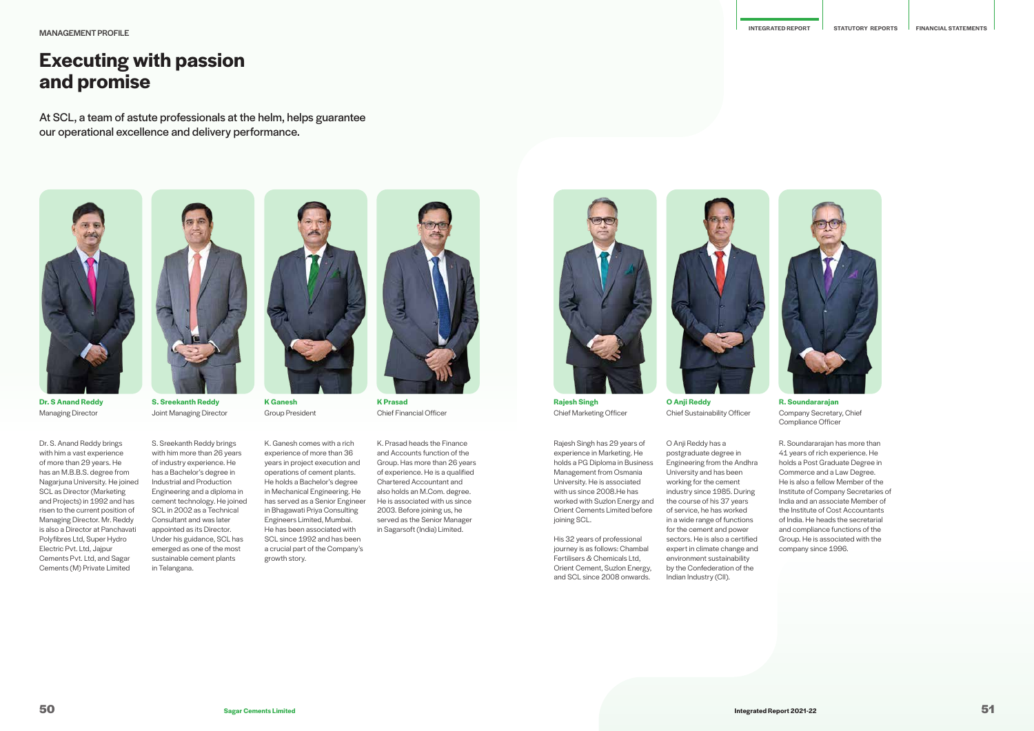MANAGEMENT PROFILE

# Executing with passion and promise

At SCL, a team of astute professionals at the helm, helps guarantee our operational excellence and delivery performance.

**Dr. S Anand Reddy**
Managing Director

Dr. S. Anand Reddy brings with him a vast experience of more than 29 years. He has an M.B.B.S. degree from Nagarjuna University. He joined SCL as Director (Marketing and Projects) in 1992 and has risen to the current position of Managing Director. Mr. Reddy is also a Director at Panchavati Polyfibres Ltd, Super Hydro Electric Pvt. Ltd, Jajpur Cements Pvt. Ltd, and Sagar Cements (M) Private Limited

**S. Sreekanth Reddy**
Joint Managing Director

S. Sreekanth Reddy brings with him more than 26 years of industry experience. He has a Bachelor's degree in Industrial and Production Engineering and a diploma in cement technology. He joined SCL in 2002 as a Technical Consultant and was later appointed as its Director. Under his guidance, SCL has emerged as one of the most sustainable cement plants in Telangana.

**K Ganesh**
Group President

K. Ganesh comes with a rich experience of more than 36 years in project execution and operations of cement plants. He holds a Bachelor's degree in Mechanical Engineering. He has served as a Senior Engineer in Bhagawati Priya Consulting Engineers Limited, Mumbai. He has been associated with SCL since 1992 and has been a crucial part of the Company's growth story.

**K Prasad**
Chief Financial Officer

K. Prasad heads the Finance and Accounts function of the Group. Has more than 26 years of experience. He is a qualified Chartered Accountant and also holds an M.Com. degree. He is associated with us since 2003. Before joining us, he served as the Senior Manager in Sagarsoft (India) Limited.

**Rajesh Singh**
Chief Marketing Officer

Rajesh Singh has 29 years of experience in Marketing. He holds a PG Diploma in Business Management from Osmania University. He is associated with us since 2008.He has worked with Suzlon Energy and Orient Cements Limited before joining SCL.

His 32 years of professional journey is as follows: Chambal Fertilisers & Chemicals Ltd, Suzlon Energy, Orient Cement, Suzlon Energy, and SCL since 2008 onwards.

**O Anji Reddy**
Chief Sustainability Officer

O Anji Reddy has a postgraduate degree in Engineering from the Andhra University and has been working for the cement industry since 1985. During the course of his 37 years of service, he has worked in a wide range of functions for the cement and power sectors. He is also a certified expert in climate change and environment sustainability by the Confederation of the Indian Industry (CII).

**R. Soundararajan**
Company Secretary, Chief Compliance Officer

R. Soundararajan has more than 41 years of rich experience. He holds a Post Graduate Degree in Commerce and a Law Degree. He is also a fellow Member of the Institute of Company Secretaries of India and an associate Member of the Institute of Cost Accountants of India. He heads the secretarial and compliance functions of the Group. He is associated with the company since 1996.